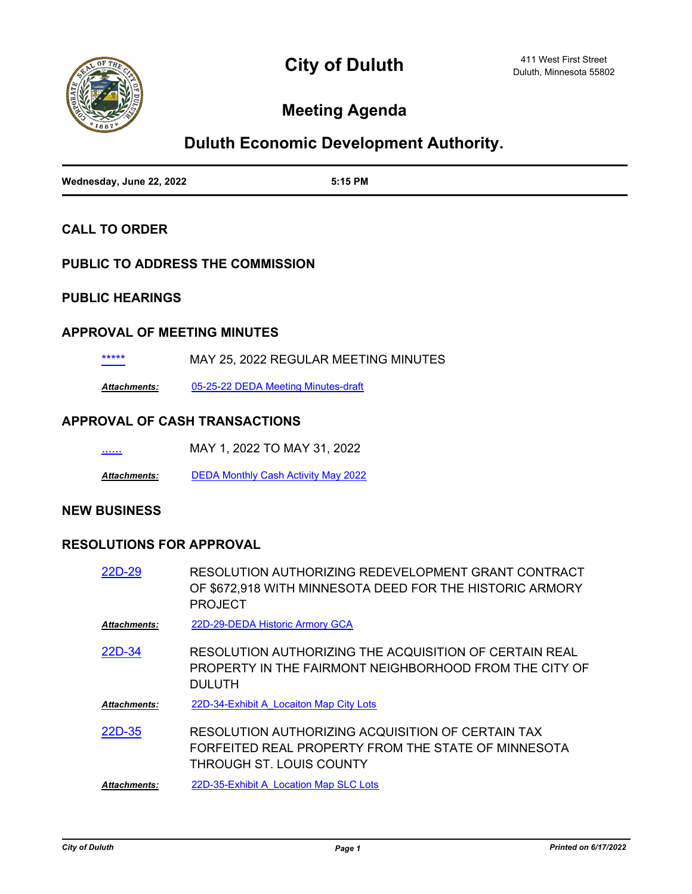# City of Duluth

411 West First Street
Duluth, Minnesota 55802

## Meeting Agenda

## Duluth Economic Development Authority.

**Wednesday, June 22, 2022** **5:15 PM**

### CALL TO ORDER

### PUBLIC TO ADDRESS THE COMMISSION

### PUBLIC HEARINGS

### APPROVAL OF MEETING MINUTES

***** MAY 25, 2022 REGULAR MEETING MINUTES

***Attachments:*** 05-25-22 DEDA Meeting Minutes-draft

### APPROVAL OF CASH TRANSACTIONS

...... MAY 1, 2022 TO MAY 31, 2022

***Attachments:*** DEDA Monthly Cash Activity May 2022

### NEW BUSINESS

### RESOLUTIONS FOR APPROVAL

22D-29 RESOLUTION AUTHORIZING REDEVELOPMENT GRANT CONTRACT OF $672,918 WITH MINNESOTA DEED FOR THE HISTORIC ARMORY PROJECT

***Attachments:*** 22D-29-DEDA Historic Armory GCA

22D-34 RESOLUTION AUTHORIZING THE ACQUISITION OF CERTAIN REAL PROPERTY IN THE FAIRMONT NEIGHBORHOOD FROM THE CITY OF DULUTH

***Attachments:*** 22D-34-Exhibit A_Locaiton Map City Lots

22D-35 RESOLUTION AUTHORIZING ACQUISITION OF CERTAIN TAX FORFEITED REAL PROPERTY FROM THE STATE OF MINNESOTA THROUGH ST. LOUIS COUNTY

***Attachments:*** 22D-35-Exhibit A_Location Map SLC Lots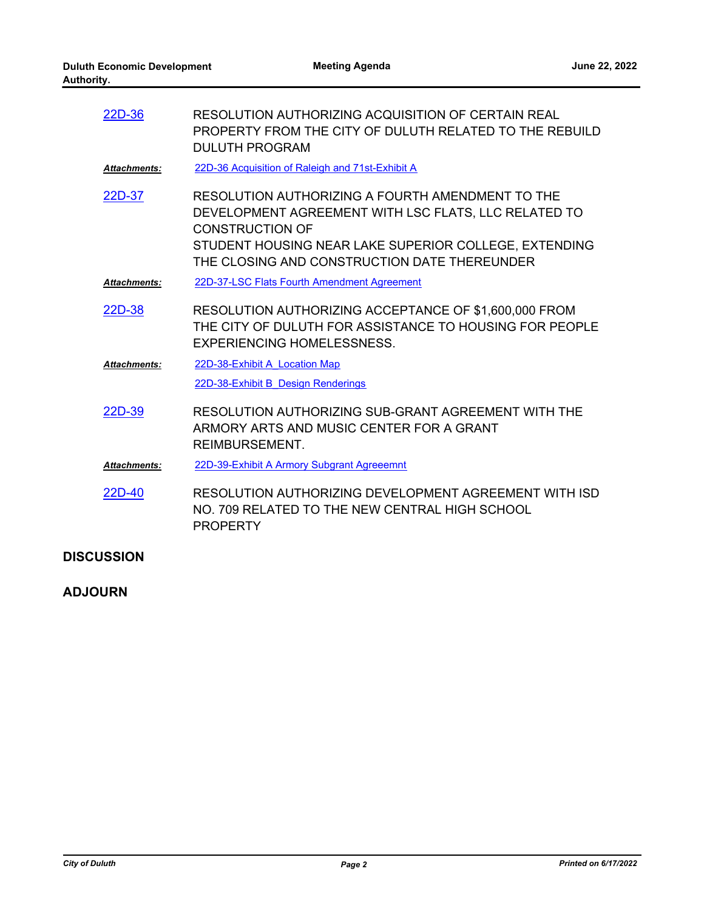**22D-36** RESOLUTION AUTHORIZING ACQUISITION OF CERTAIN REAL PROPERTY FROM THE CITY OF DULUTH RELATED TO THE REBUILD DULUTH PROGRAM

***Attachments:*** 22D-36 Acquisition of Raleigh and 71st-Exhibit A

**22D-37** RESOLUTION AUTHORIZING A FOURTH AMENDMENT TO THE DEVELOPMENT AGREEMENT WITH LSC FLATS, LLC RELATED TO CONSTRUCTION OF
STUDENT HOUSING NEAR LAKE SUPERIOR COLLEGE, EXTENDING THE CLOSING AND CONSTRUCTION DATE THEREUNDER

***Attachments:*** 22D-37-LSC Flats Fourth Amendment Agreement

**22D-38** RESOLUTION AUTHORIZING ACCEPTANCE OF $1,600,000 FROM THE CITY OF DULUTH FOR ASSISTANCE TO HOUSING FOR PEOPLE EXPERIENCING HOMELESSNESS.

***Attachments:*** 22D-38-Exhibit A_Location Map
22D-38-Exhibit B_Design Renderings

**22D-39** RESOLUTION AUTHORIZING SUB-GRANT AGREEMENT WITH THE ARMORY ARTS AND MUSIC CENTER FOR A GRANT REIMBURSEMENT.

***Attachments:*** 22D-39-Exhibit A Armory Subgrant Agreeemnt

**22D-40** RESOLUTION AUTHORIZING DEVELOPMENT AGREEMENT WITH ISD NO. 709 RELATED TO THE NEW CENTRAL HIGH SCHOOL PROPERTY

## DISCUSSION

## ADJOURN